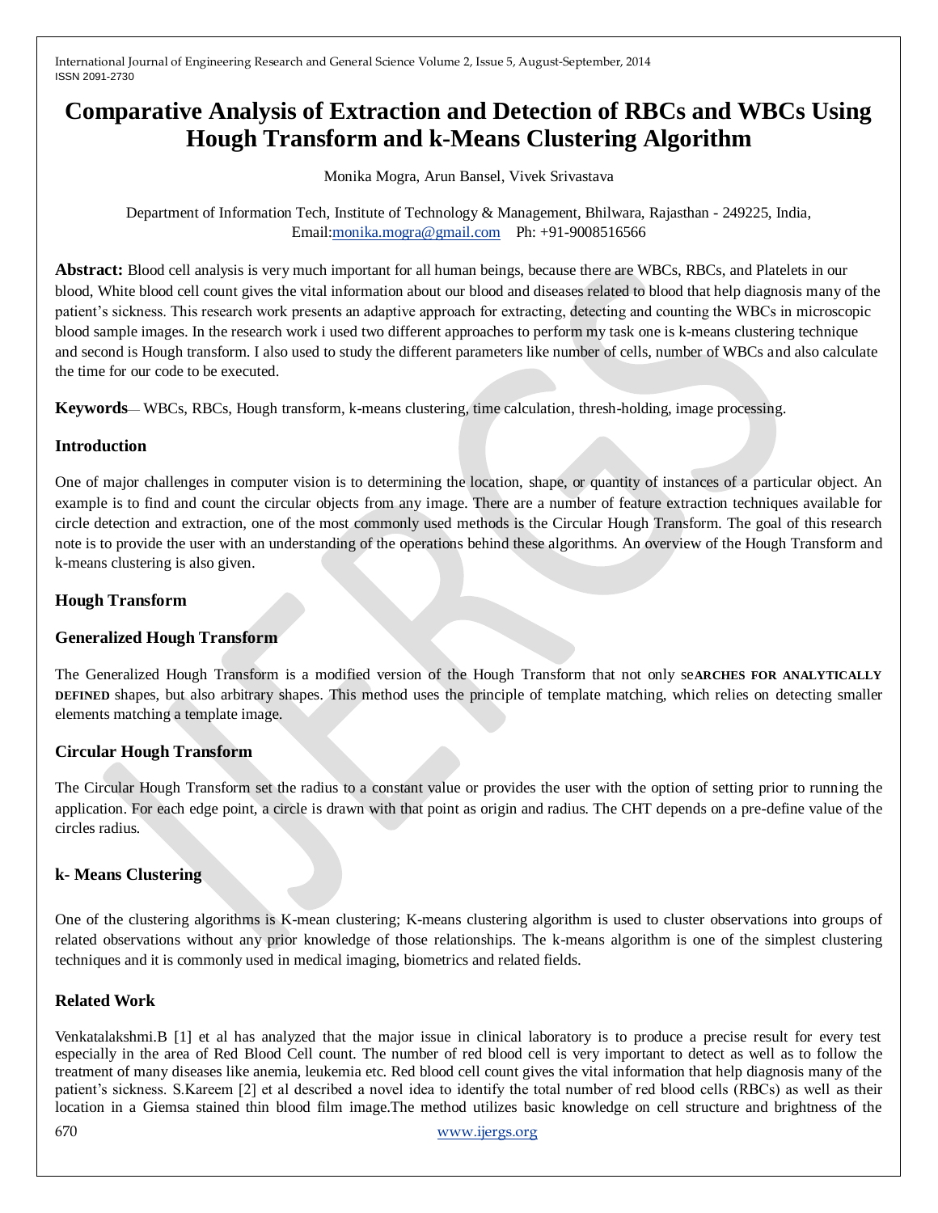# Comparative Analysis of Extraction and Detection of RBCs and WBCs Using Hough Transform and k-Means Clustering Algorithm

Monika Mogra, Arun Bansel, Vivek Srivastava

Department of Information Tech, Institute of Technology & Management, Bhilwara, Rajasthan - 249225, India, Email:monika.mogra@gmail.com Ph: +91-9008516566

**Abstract:** Blood cell analysis is very much important for all human beings, because there are WBCs, RBCs, and Platelets in our blood, White blood cell count gives the vital information about our blood and diseases related to blood that help diagnosis many of the patient's sickness. This research work presents an adaptive approach for extracting, detecting and counting the WBCs in microscopic blood sample images. In the research work i used two different approaches to perform my task one is k-means clustering technique and second is Hough transform. I also used to study the different parameters like number of cells, number of WBCs and also calculate the time for our code to be executed.

**Keywords**— WBCs, RBCs, Hough transform, k-means clustering, time calculation, thresh-holding, image processing.

## Introduction

One of major challenges in computer vision is to determining the location, shape, or quantity of instances of a particular object. An example is to find and count the circular objects from any image. There are a number of feature extraction techniques available for circle detection and extraction, one of the most commonly used methods is the Circular Hough Transform. The goal of this research note is to provide the user with an understanding of the operations behind these algorithms. An overview of the Hough Transform and k-means clustering is also given.

## Hough Transform

### Generalized Hough Transform

The Generalized Hough Transform is a modified version of the Hough Transform that not only se**ARCHES FOR ANALYTICALLY DEFINED** shapes, but also arbitrary shapes. This method uses the principle of template matching, which relies on detecting smaller elements matching a template image.

### Circular Hough Transform

The Circular Hough Transform set the radius to a constant value or provides the user with the option of setting prior to running the application. For each edge point, a circle is drawn with that point as origin and radius. The CHT depends on a pre-define value of the circles radius.

## k- Means Clustering

One of the clustering algorithms is K-mean clustering; K-means clustering algorithm is used to cluster observations into groups of related observations without any prior knowledge of those relationships. The k-means algorithm is one of the simplest clustering techniques and it is commonly used in medical imaging, biometrics and related fields.

## Related Work

Venkatalakshmi.B [1] et al has analyzed that the major issue in clinical laboratory is to produce a precise result for every test especially in the area of Red Blood Cell count. The number of red blood cell is very important to detect as well as to follow the treatment of many diseases like anemia, leukemia etc. Red blood cell count gives the vital information that help diagnosis many of the patient's sickness. S.Kareem [2] et al described a novel idea to identify the total number of red blood cells (RBCs) as well as their location in a Giemsa stained thin blood film image.The method utilizes basic knowledge on cell structure and brightness of the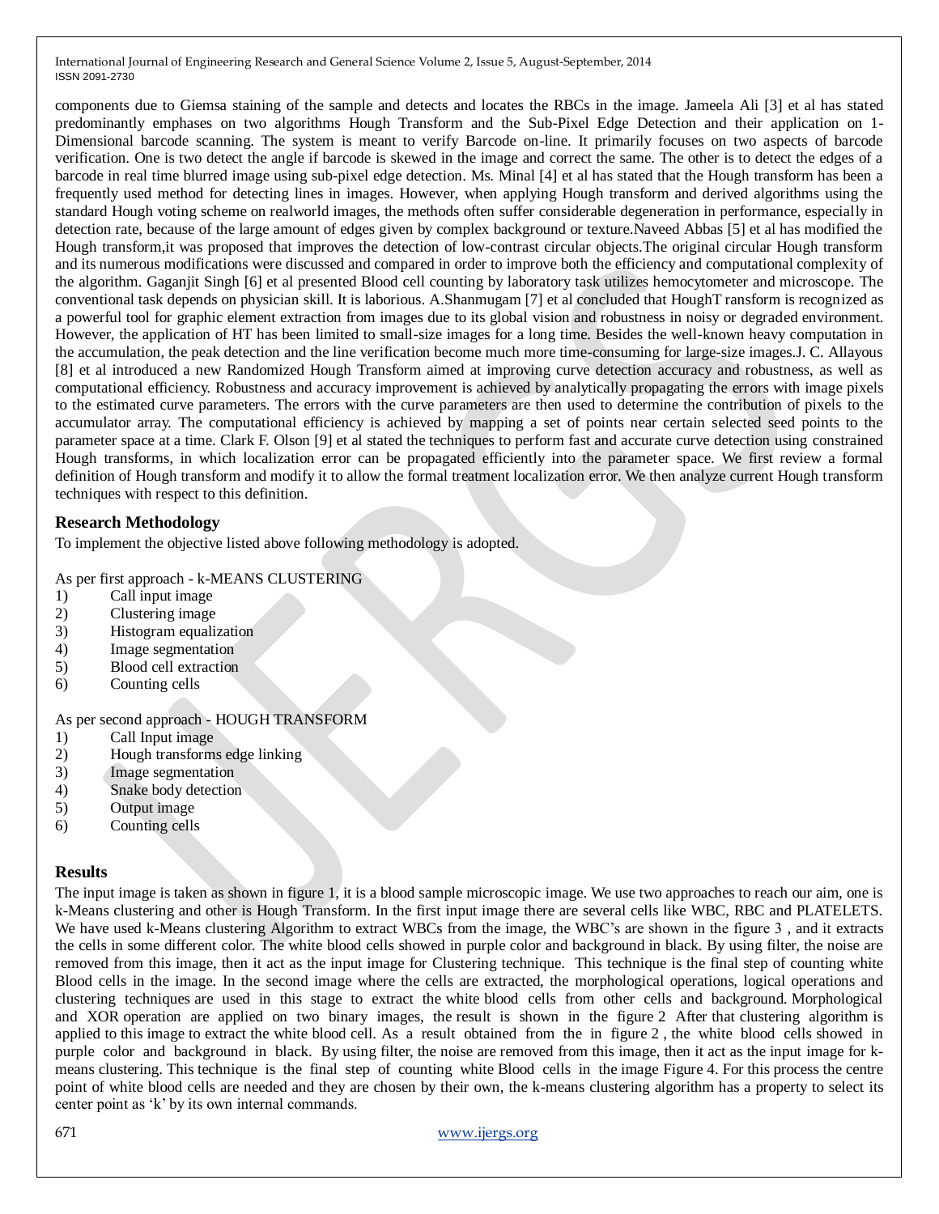components due to Giemsa staining of the sample and detects and locates the RBCs in the image. Jameela Ali [3] et al has stated predominantly emphases on two algorithms Hough Transform and the Sub-Pixel Edge Detection and their application on 1-Dimensional barcode scanning. The system is meant to verify Barcode on-line. It primarily focuses on two aspects of barcode verification. One is two detect the angle if barcode is skewed in the image and correct the same. The other is to detect the edges of a barcode in real time blurred image using sub-pixel edge detection. Ms. Minal [4] et al has stated that the Hough transform has been a frequently used method for detecting lines in images. However, when applying Hough transform and derived algorithms using the standard Hough voting scheme on realworld images, the methods often suffer considerable degeneration in performance, especially in detection rate, because of the large amount of edges given by complex background or texture.Naveed Abbas [5] et al has modified the Hough transform,it was proposed that improves the detection of low-contrast circular objects.The original circular Hough transform and its numerous modifications were discussed and compared in order to improve both the efficiency and computational complexity of the algorithm. Gaganjit Singh [6] et al presented Blood cell counting by laboratory task utilizes hemocytometer and microscope. The conventional task depends on physician skill. It is laborious. A.Shanmugam [7] et al concluded that HoughT ransform is recognized as a powerful tool for graphic element extraction from images due to its global vision and robustness in noisy or degraded environment. However, the application of HT has been limited to small-size images for a long time. Besides the well-known heavy computation in the accumulation, the peak detection and the line verification become much more time-consuming for large-size images.J. C. Allayous [8] et al introduced a new Randomized Hough Transform aimed at improving curve detection accuracy and robustness, as well as computational efficiency. Robustness and accuracy improvement is achieved by analytically propagating the errors with image pixels to the estimated curve parameters. The errors with the curve parameters are then used to determine the contribution of pixels to the accumulator array. The computational efficiency is achieved by mapping a set of points near certain selected seed points to the parameter space at a time. Clark F. Olson [9] et al stated the techniques to perform fast and accurate curve detection using constrained Hough transforms, in which localization error can be propagated efficiently into the parameter space. We first review a formal definition of Hough transform and modify it to allow the formal treatment localization error. We then analyze current Hough transform techniques with respect to this definition.

## Research Methodology

To implement the objective listed above following methodology is adopted.

As per first approach - k-MEANS CLUSTERING

1) Call input image
2) Clustering image
3) Histogram equalization
4) Image segmentation
5) Blood cell extraction
6) Counting cells

As per second approach - HOUGH TRANSFORM

1) Call Input image
2) Hough transforms edge linking
3) Image segmentation
4) Snake body detection
5) Output image
6) Counting cells

## Results

The input image is taken as shown in figure 1, it is a blood sample microscopic image. We use two approaches to reach our aim, one is k-Means clustering and other is Hough Transform. In the first input image there are several cells like WBC, RBC and PLATELETS. We have used k-Means clustering Algorithm to extract WBCs from the image, the WBC's are shown in the figure 3 , and it extracts the cells in some different color. The white blood cells showed in purple color and background in black. By using filter, the noise are removed from this image, then it act as the input image for Clustering technique. This technique is the final step of counting white Blood cells in the image. In the second image where the cells are extracted, the morphological operations, logical operations and clustering techniques are used in this stage to extract the white blood cells from other cells and background. Morphological and XOR operation are applied on two binary images, the result is shown in the figure 2 After that clustering algorithm is applied to this image to extract the white blood cell. As a result obtained from the in figure 2 , the white blood cells showed in purple color and background in black. By using filter, the noise are removed from this image, then it act as the input image for k-means clustering. This technique is the final step of counting white Blood cells in the image Figure 4. For this process the centre point of white blood cells are needed and they are chosen by their own, the k-means clustering algorithm has a property to select its center point as 'k' by its own internal commands.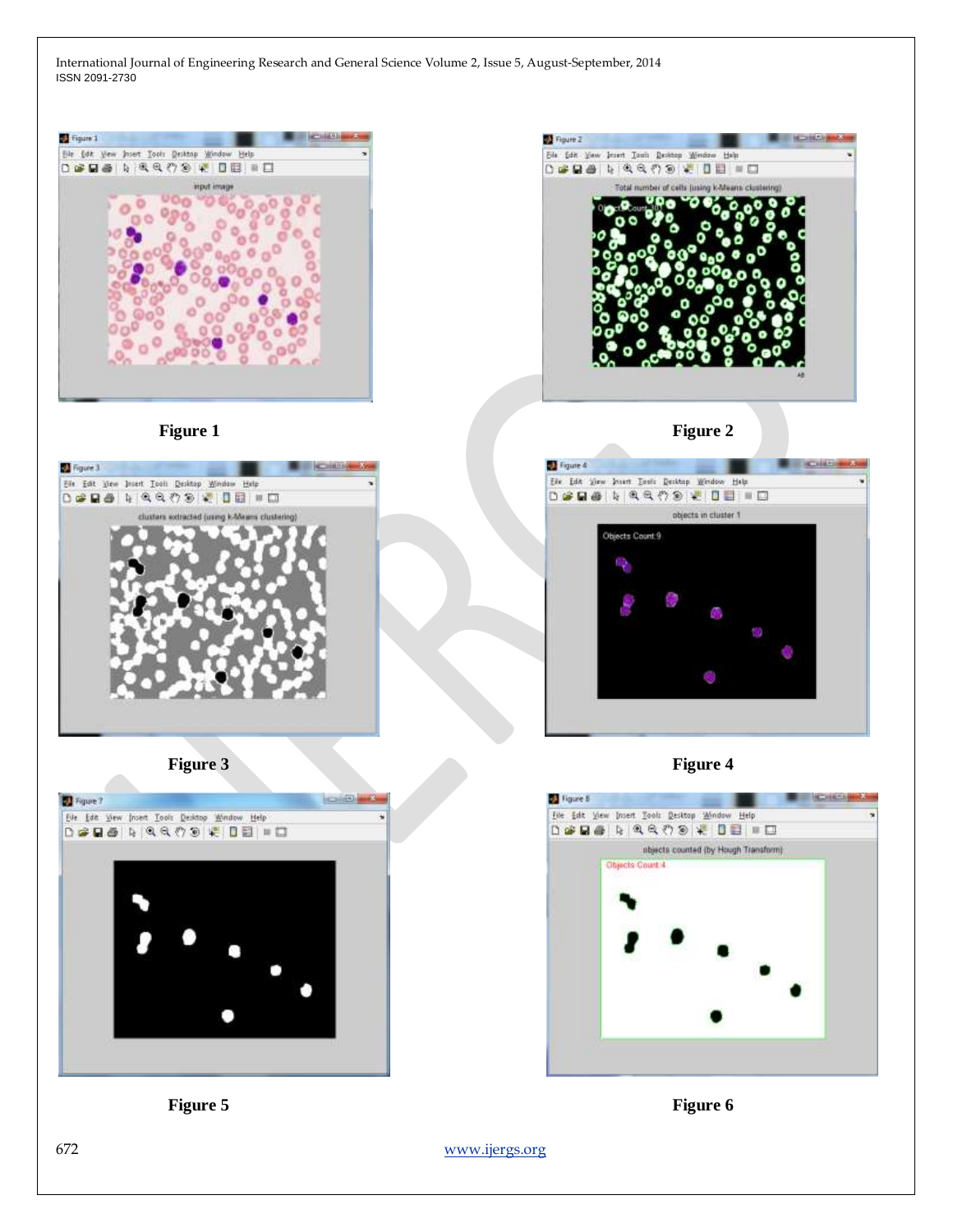Figure 1

Figure 2

Figure 3

Figure 4

Figure 5

Figure 6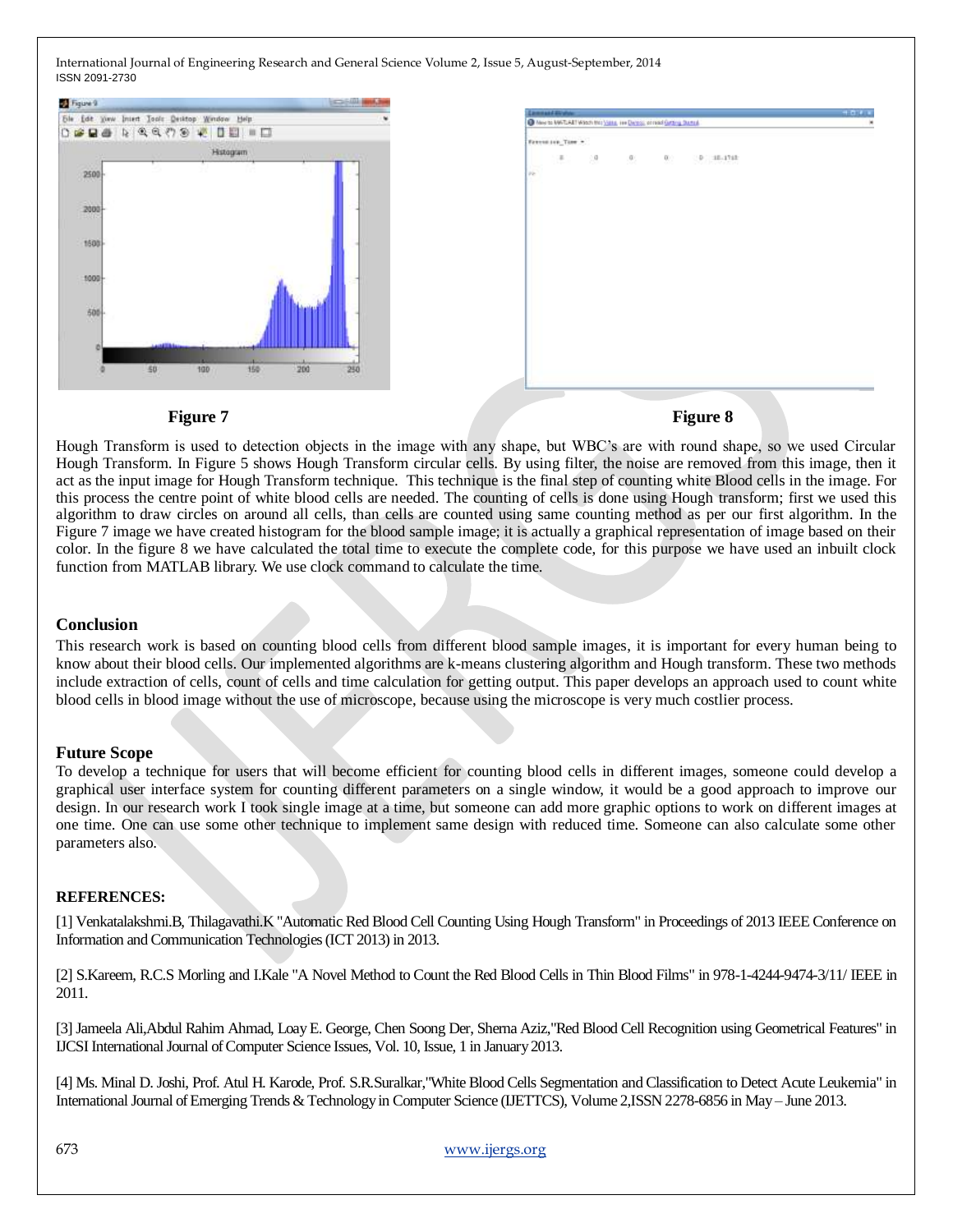Figure 7

Figure 8

Hough Transform is used to detection objects in the image with any shape, but WBC's are with round shape, so we used Circular Hough Transform. In Figure 5 shows Hough Transform circular cells. By using filter, the noise are removed from this image, then it act as the input image for Hough Transform technique. This technique is the final step of counting white Blood cells in the image. For this process the centre point of white blood cells are needed. The counting of cells is done using Hough transform; first we used this algorithm to draw circles on around all cells, than cells are counted using same counting method as per our first algorithm. In the Figure 7 image we have created histogram for the blood sample image; it is actually a graphical representation of image based on their color. In the figure 8 we have calculated the total time to execute the complete code, for this purpose we have used an inbuilt clock function from MATLAB library. We use clock command to calculate the time.

## Conclusion

This research work is based on counting blood cells from different blood sample images, it is important for every human being to know about their blood cells. Our implemented algorithms are k-means clustering algorithm and Hough transform. These two methods include extraction of cells, count of cells and time calculation for getting output. This paper develops an approach used to count white blood cells in blood image without the use of microscope, because using the microscope is very much costlier process.

## Future Scope

To develop a technique for users that will become efficient for counting blood cells in different images, someone could develop a graphical user interface system for counting different parameters on a single window, it would be a good approach to improve our design. In our research work I took single image at a time, but someone can add more graphic options to work on different images at one time. One can use some other technique to implement same design with reduced time. Someone can also calculate some other parameters also.

## REFERENCES:

[1] Venkatalakshmi.B, Thilagavathi.K "Automatic Red Blood Cell Counting Using Hough Transform" in Proceedings of 2013 IEEE Conference on Information and Communication Technologies (ICT 2013) in 2013.

[2] S.Kareem, R.C.S Morling and I.Kale "A Novel Method to Count the Red Blood Cells in Thin Blood Films" in 978-1-4244-9474-3/11/ IEEE in 2011.

[3] Jameela Ali,Abdul Rahim Ahmad, Loay E. George, Chen Soong Der, Sherna Aziz,"Red Blood Cell Recognition using Geometrical Features" in IJCSI International Journal of Computer Science Issues, Vol. 10, Issue, 1 in January 2013.

[4] Ms. Minal D. Joshi, Prof. Atul H. Karode, Prof. S.R.Suralkar,"White Blood Cells Segmentation and Classification to Detect Acute Leukemia" in International Journal of Emerging Trends & Technology in Computer Science (IJETTCS), Volume 2,ISSN 2278-6856 in May – June 2013.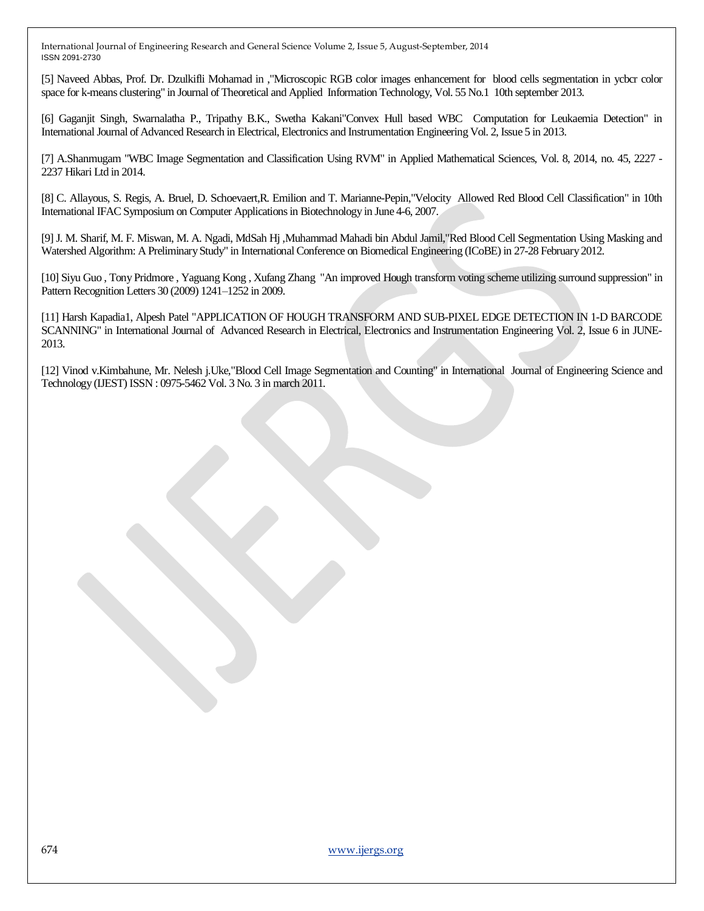[5] Naveed Abbas, Prof. Dr. Dzulkifli Mohamad in ,"Microscopic RGB color images enhancement for blood cells segmentation in ycbcr color space for k-means clustering" in Journal of Theoretical and Applied Information Technology, Vol. 55 No.1 10th september 2013.

[6] Gaganjit Singh, Swarnalatha P., Tripathy B.K., Swetha Kakani"Convex Hull based WBC Computation for Leukaemia Detection" in International Journal of Advanced Research in Electrical, Electronics and Instrumentation Engineering Vol. 2, Issue 5 in 2013.

[7] A.Shanmugam "WBC Image Segmentation and Classification Using RVM" in Applied Mathematical Sciences, Vol. 8, 2014, no. 45, 2227 - 2237 Hikari Ltd in 2014.

[8] C. Allayous, S. Regis, A. Bruel, D. Schoevaert,R. Emilion and T. Marianne-Pepin,"Velocity Allowed Red Blood Cell Classification" in 10th International IFAC Symposium on Computer Applications in Biotechnology in June 4-6, 2007.

[9] J. M. Sharif, M. F. Miswan, M. A. Ngadi, MdSah Hj ,Muhammad Mahadi bin Abdul Jamil,"Red Blood Cell Segmentation Using Masking and Watershed Algorithm: A Preliminary Study" in International Conference on Biomedical Engineering (ICoBE) in 27-28 February 2012.

[10] Siyu Guo , Tony Pridmore , Yaguang Kong , Xufang Zhang "An improved Hough transform voting scheme utilizing surround suppression" in Pattern Recognition Letters 30 (2009) 1241–1252 in 2009.

[11] Harsh Kapadia1, Alpesh Patel "APPLICATION OF HOUGH TRANSFORM AND SUB-PIXEL EDGE DETECTION IN 1-D BARCODE SCANNING" in International Journal of Advanced Research in Electrical, Electronics and Instrumentation Engineering Vol. 2, Issue 6 in JUNE-2013.

[12] Vinod v.Kimbahune, Mr. Nelesh j.Uke,"Blood Cell Image Segmentation and Counting" in International Journal of Engineering Science and Technology (IJEST) ISSN : 0975-5462 Vol. 3 No. 3 in march 2011.